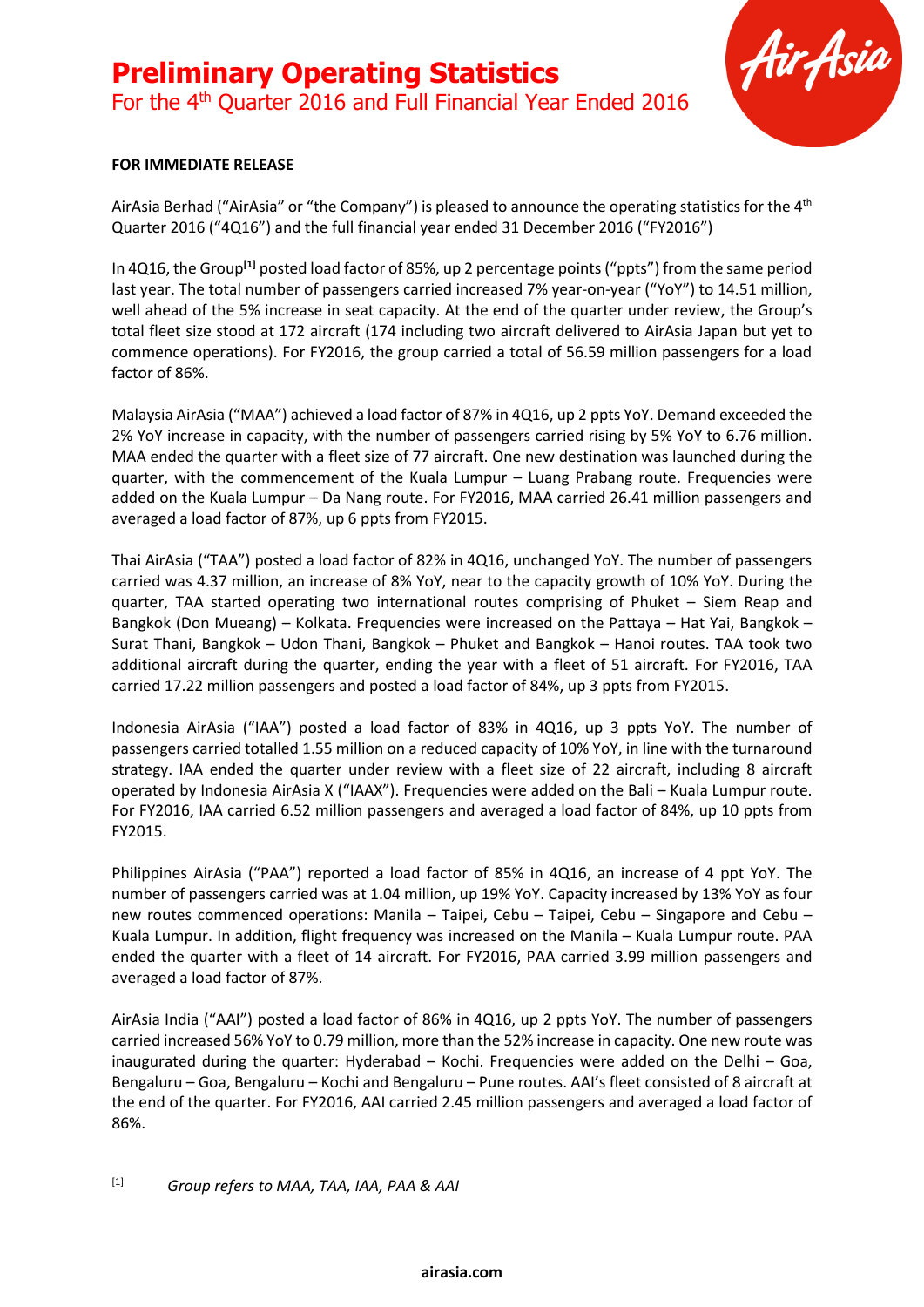# Preliminary Operating Statistics

For the 4th Quarter 2016 and Full Financial Year Ended 2016

**FOR IMMEDIATE RELEASE**

AirAsia Berhad ("AirAsia" or "the Company") is pleased to announce the operating statistics for the 4th Quarter 2016 ("4Q16") and the full financial year ended 31 December 2016 ("FY2016")

In 4Q16, the Group[1] posted load factor of 85%, up 2 percentage points ("ppts") from the same period last year. The total number of passengers carried increased 7% year-on-year ("YoY") to 14.51 million, well ahead of the 5% increase in seat capacity. At the end of the quarter under review, the Group's total fleet size stood at 172 aircraft (174 including two aircraft delivered to AirAsia Japan but yet to commence operations). For FY2016, the group carried a total of 56.59 million passengers for a load factor of 86%.

Malaysia AirAsia ("MAA") achieved a load factor of 87% in 4Q16, up 2 ppts YoY. Demand exceeded the 2% YoY increase in capacity, with the number of passengers carried rising by 5% YoY to 6.76 million. MAA ended the quarter with a fleet size of 77 aircraft. One new destination was launched during the quarter, with the commencement of the Kuala Lumpur – Luang Prabang route. Frequencies were added on the Kuala Lumpur – Da Nang route. For FY2016, MAA carried 26.41 million passengers and averaged a load factor of 87%, up 6 ppts from FY2015.

Thai AirAsia ("TAA") posted a load factor of 82% in 4Q16, unchanged YoY. The number of passengers carried was 4.37 million, an increase of 8% YoY, near to the capacity growth of 10% YoY. During the quarter, TAA started operating two international routes comprising of Phuket – Siem Reap and Bangkok (Don Mueang) – Kolkata. Frequencies were increased on the Pattaya – Hat Yai, Bangkok – Surat Thani, Bangkok – Udon Thani, Bangkok – Phuket and Bangkok – Hanoi routes. TAA took two additional aircraft during the quarter, ending the year with a fleet of 51 aircraft. For FY2016, TAA carried 17.22 million passengers and posted a load factor of 84%, up 3 ppts from FY2015.

Indonesia AirAsia ("IAA") posted a load factor of 83% in 4Q16, up 3 ppts YoY. The number of passengers carried totalled 1.55 million on a reduced capacity of 10% YoY, in line with the turnaround strategy. IAA ended the quarter under review with a fleet size of 22 aircraft, including 8 aircraft operated by Indonesia AirAsia X ("IAAX"). Frequencies were added on the Bali – Kuala Lumpur route. For FY2016, IAA carried 6.52 million passengers and averaged a load factor of 84%, up 10 ppts from FY2015.

Philippines AirAsia ("PAA") reported a load factor of 85% in 4Q16, an increase of 4 ppt YoY. The number of passengers carried was at 1.04 million, up 19% YoY. Capacity increased by 13% YoY as four new routes commenced operations: Manila – Taipei, Cebu – Taipei, Cebu – Singapore and Cebu – Kuala Lumpur. In addition, flight frequency was increased on the Manila – Kuala Lumpur route. PAA ended the quarter with a fleet of 14 aircraft. For FY2016, PAA carried 3.99 million passengers and averaged a load factor of 87%.

AirAsia India ("AAI") posted a load factor of 86% in 4Q16, up 2 ppts YoY. The number of passengers carried increased 56% YoY to 0.79 million, more than the 52% increase in capacity. One new route was inaugurated during the quarter: Hyderabad – Kochi. Frequencies were added on the Delhi – Goa, Bengaluru – Goa, Bengaluru – Kochi and Bengaluru – Pune routes. AAI's fleet consisted of 8 aircraft at the end of the quarter. For FY2016, AAI carried 2.45 million passengers and averaged a load factor of 86%.

[1] *Group refers to MAA, TAA, IAA, PAA & AAI*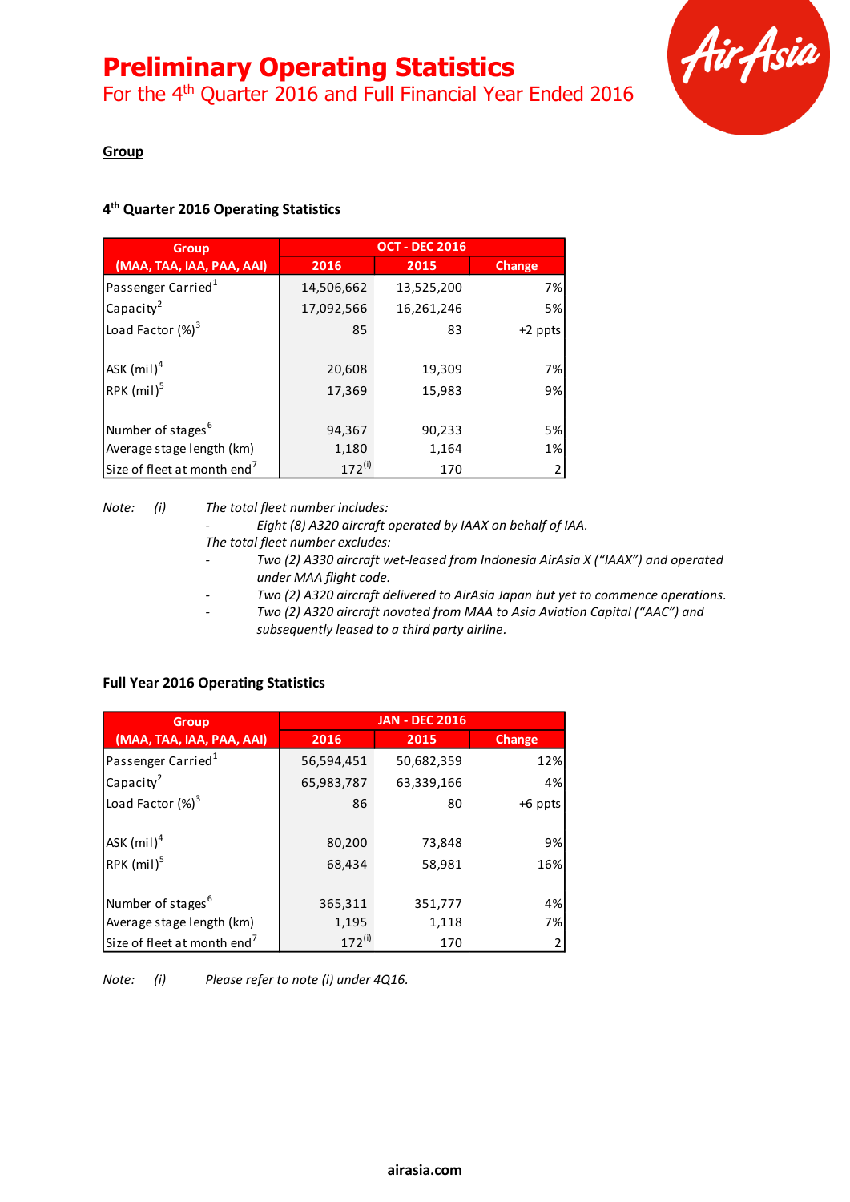# Preliminary Operating Statistics

For the 4th Quarter 2016 and Full Financial Year Ended 2016

## Group

### 4th Quarter 2016 Operating Statistics

| Group (MAA, TAA, IAA, PAA, AAI) | OCT - DEC 2016 | | |
|---|---|---|---|
| | 2016 | 2015 | Change |
| Passenger Carried[1] | 14,506,662 | 13,525,200 | 7% |
| Capacity[2] | 17,092,566 | 16,261,246 | 5% |
| Load Factor (%)[3] | 85 | 83 | +2 ppts |
| ASK (mil)[4] | 20,608 | 19,309 | 7% |
| RPK (mil)[5] | 17,369 | 15,983 | 9% |
| Number of stages[6] | 94,367 | 90,233 | 5% |
| Average stage length (km) | 1,180 | 1,164 | 1% |
| Size of fleet at month end[7] | 172[(i)] | 170 | 2 |

*Note: (i) The total fleet number includes:*

- *Eight (8) A320 aircraft operated by IAAX on behalf of IAA.*

*The total fleet number excludes:*

- *Two (2) A330 aircraft wet-leased from Indonesia AirAsia X ("IAAX") and operated under MAA flight code.*
- *Two (2) A320 aircraft delivered to AirAsia Japan but yet to commence operations.*
- *Two (2) A320 aircraft novated from MAA to Asia Aviation Capital ("AAC") and subsequently leased to a third party airline.*

### Full Year 2016 Operating Statistics

| Group (MAA, TAA, IAA, PAA, AAI) | JAN - DEC 2016 | | |
|---|---|---|---|
| | 2016 | 2015 | Change |
| Passenger Carried[1] | 56,594,451 | 50,682,359 | 12% |
| Capacity[2] | 65,983,787 | 63,339,166 | 4% |
| Load Factor (%)[3] | 86 | 80 | +6 ppts |
| ASK (mil)[4] | 80,200 | 73,848 | 9% |
| RPK (mil)[5] | 68,434 | 58,981 | 16% |
| Number of stages[6] | 365,311 | 351,777 | 4% |
| Average stage length (km) | 1,195 | 1,118 | 7% |
| Size of fleet at month end[7] | 172[(i)] | 170 | 2 |

*Note: (i) Please refer to note (i) under 4Q16.*

airasia.com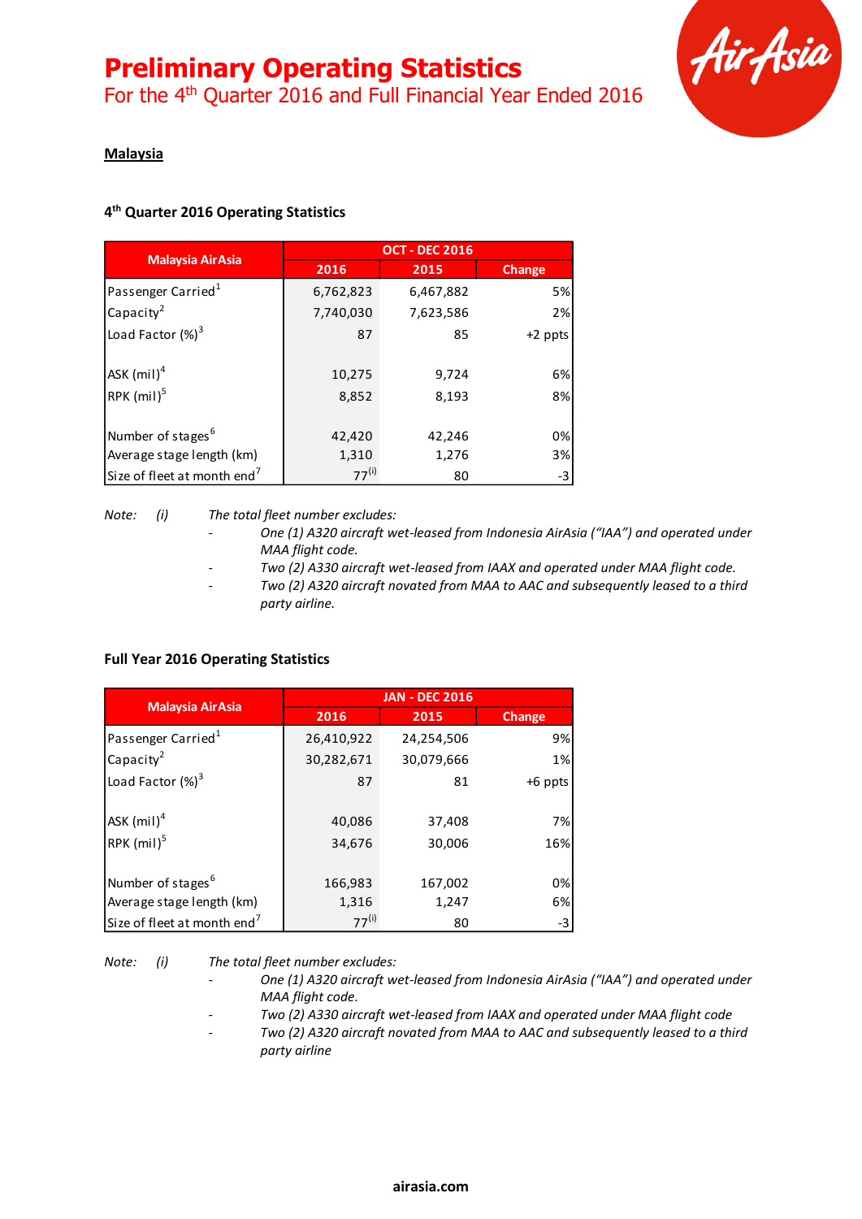# Preliminary Operating Statistics

## For the 4th Quarter 2016 and Full Financial Year Ended 2016

**Malaysia**

### 4th Quarter 2016 Operating Statistics

| Malaysia AirAsia | OCT - DEC 2016 | | |
|---|---|---|---|
| | 2016 | 2015 | Change |
| Passenger Carried[1] | 6,762,823 | 6,467,882 | 5% |
| Capacity[2] | 7,740,030 | 7,623,586 | 2% |
| Load Factor (%)[3] | 87 | 85 | +2 ppts |
| ASK (mil)[4] | 10,275 | 9,724 | 6% |
| RPK (mil)[5] | 8,852 | 8,193 | 8% |
| Number of stages[6] | 42,420 | 42,246 | 0% |
| Average stage length (km) | 1,310 | 1,276 | 3% |
| Size of fleet at month end[7] | 77[(i)] | 80 | -3 |

*Note: (i) The total fleet number excludes:*

- *One (1) A320 aircraft wet-leased from Indonesia AirAsia ("IAA") and operated under MAA flight code.*
- *Two (2) A330 aircraft wet-leased from IAAX and operated under MAA flight code.*
- *Two (2) A320 aircraft novated from MAA to AAC and subsequently leased to a third party airline.*

### Full Year 2016 Operating Statistics

| Malaysia AirAsia | JAN - DEC 2016 | | |
|---|---|---|---|
| | 2016 | 2015 | Change |
| Passenger Carried[1] | 26,410,922 | 24,254,506 | 9% |
| Capacity[2] | 30,282,671 | 30,079,666 | 1% |
| Load Factor (%)[3] | 87 | 81 | +6 ppts |
| ASK (mil)[4] | 40,086 | 37,408 | 7% |
| RPK (mil)[5] | 34,676 | 30,006 | 16% |
| Number of stages[6] | 166,983 | 167,002 | 0% |
| Average stage length (km) | 1,316 | 1,247 | 6% |
| Size of fleet at month end[7] | 77[(i)] | 80 | -3 |

*Note: (i) The total fleet number excludes:*

- *One (1) A320 aircraft wet-leased from Indonesia AirAsia ("IAA") and operated under MAA flight code.*
- *Two (2) A330 aircraft wet-leased from IAAX and operated under MAA flight code*
- *Two (2) A320 aircraft novated from MAA to AAC and subsequently leased to a third party airline*

airasia.com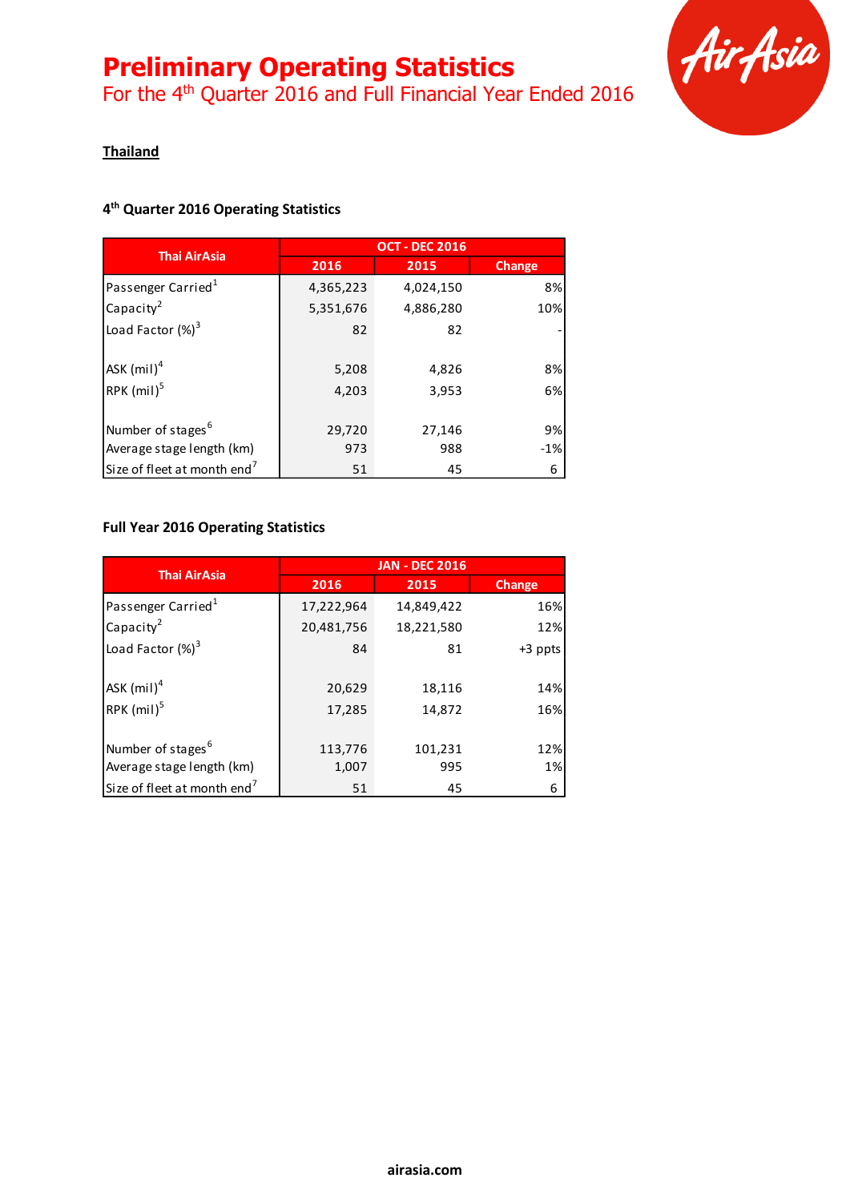# Preliminary Operating Statistics

For the 4th Quarter 2016 and Full Financial Year Ended 2016

**Thailand**

### 4th Quarter 2016 Operating Statistics

| Thai AirAsia | OCT - DEC 2016 | | |
|---|---|---|---|
| | 2016 | 2015 | Change |
| Passenger Carried[1] | 4,365,223 | 4,024,150 | 8% |
| Capacity[2] | 5,351,676 | 4,886,280 | 10% |
| Load Factor (%)[3] | 82 | 82 | - |
| ASK (mil)[4] | 5,208 | 4,826 | 8% |
| RPK (mil)[5] | 4,203 | 3,953 | 6% |
| Number of stages[6] | 29,720 | 27,146 | 9% |
| Average stage length (km) | 973 | 988 | -1% |
| Size of fleet at month end[7] | 51 | 45 | 6 |

### Full Year 2016 Operating Statistics

| Thai AirAsia | JAN - DEC 2016 | | |
|---|---|---|---|
| | 2016 | 2015 | Change |
| Passenger Carried[1] | 17,222,964 | 14,849,422 | 16% |
| Capacity[2] | 20,481,756 | 18,221,580 | 12% |
| Load Factor (%)[3] | 84 | 81 | +3 ppts |
| ASK (mil)[4] | 20,629 | 18,116 | 14% |
| RPK (mil)[5] | 17,285 | 14,872 | 16% |
| Number of stages[6] | 113,776 | 101,231 | 12% |
| Average stage length (km) | 1,007 | 995 | 1% |
| Size of fleet at month end[7] | 51 | 45 | 6 |

airasia.com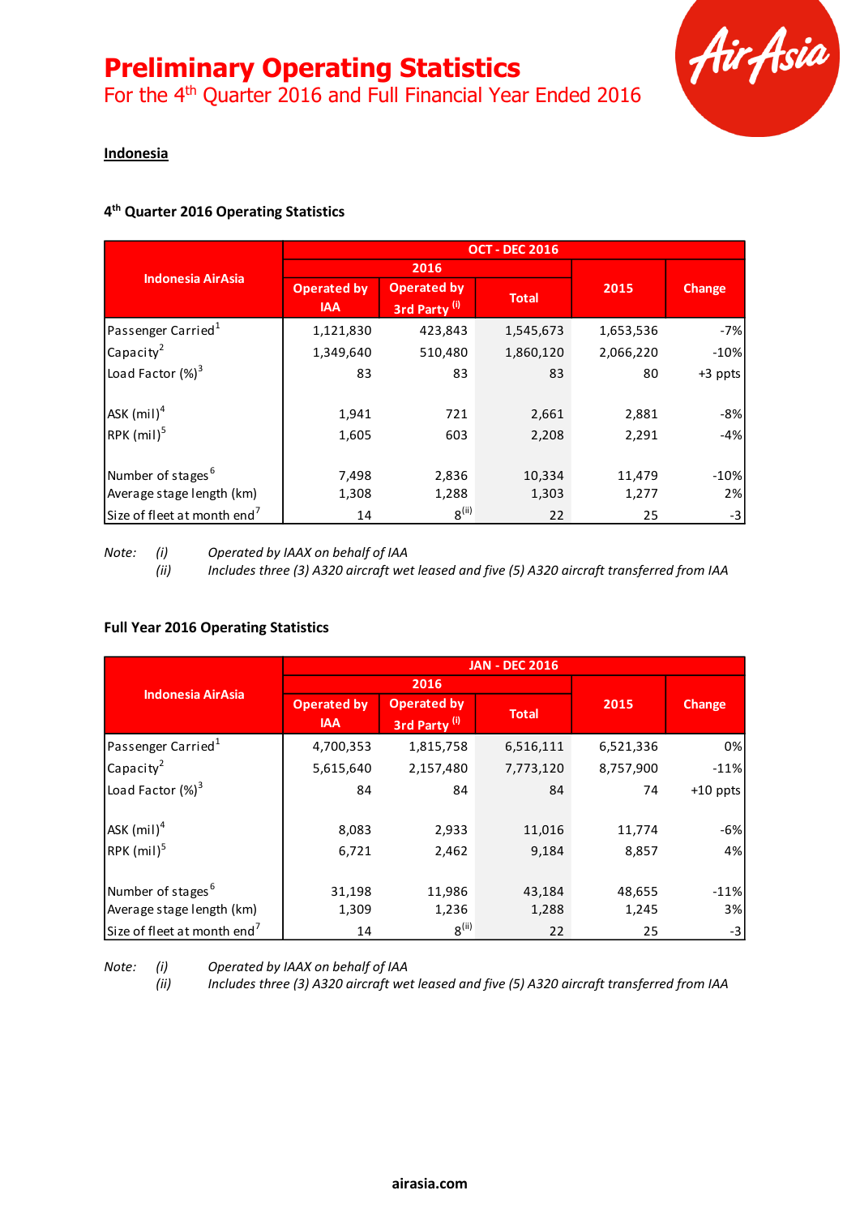# Preliminary Operating Statistics

For the 4th Quarter 2016 and Full Financial Year Ended 2016

## Indonesia

### 4th Quarter 2016 Operating Statistics

| Indonesia AirAsia | OCT - DEC 2016 | | | | |
|---|---|---|---|---|---|
| | 2016 | | | 2015 | Change |
| | Operated by IAA | Operated by 3rd Party (i) | Total | | |
| Passenger Carried[1] | 1,121,830 | 423,843 | 1,545,673 | 1,653,536 | -7% |
| Capacity[2] | 1,349,640 | 510,480 | 1,860,120 | 2,066,220 | -10% |
| Load Factor (%)[3] | 83 | 83 | 83 | 80 | +3 ppts |
| ASK (mil)[4] | 1,941 | 721 | 2,661 | 2,881 | -8% |
| RPK (mil)[5] | 1,605 | 603 | 2,208 | 2,291 | -4% |
| Number of stages[6] | 7,498 | 2,836 | 10,334 | 11,479 | -10% |
| Average stage length (km) | 1,308 | 1,288 | 1,303 | 1,277 | 2% |
| Size of fleet at month end[7] | 14 | 8 (ii) | 22 | 25 | -3 |

Note: (i) *Operated by IAAX on behalf of IAA*
(ii) *Includes three (3) A320 aircraft wet leased and five (5) A320 aircraft transferred from IAA*

### Full Year 2016 Operating Statistics

| Indonesia AirAsia | JAN - DEC 2016 | | | | |
|---|---|---|---|---|---|
| | 2016 | | | 2015 | Change |
| | Operated by IAA | Operated by 3rd Party (i) | Total | | |
| Passenger Carried[1] | 4,700,353 | 1,815,758 | 6,516,111 | 6,521,336 | 0% |
| Capacity[2] | 5,615,640 | 2,157,480 | 7,773,120 | 8,757,900 | -11% |
| Load Factor (%)[3] | 84 | 84 | 84 | 74 | +10 ppts |
| ASK (mil)[4] | 8,083 | 2,933 | 11,016 | 11,774 | -6% |
| RPK (mil)[5] | 6,721 | 2,462 | 9,184 | 8,857 | 4% |
| Number of stages[6] | 31,198 | 11,986 | 43,184 | 48,655 | -11% |
| Average stage length (km) | 1,309 | 1,236 | 1,288 | 1,245 | 3% |
| Size of fleet at month end[7] | 14 | 8 (ii) | 22 | 25 | -3 |

Note: (i) *Operated by IAAX on behalf of IAA*
(ii) *Includes three (3) A320 aircraft wet leased and five (5) A320 aircraft transferred from IAA*

airasia.com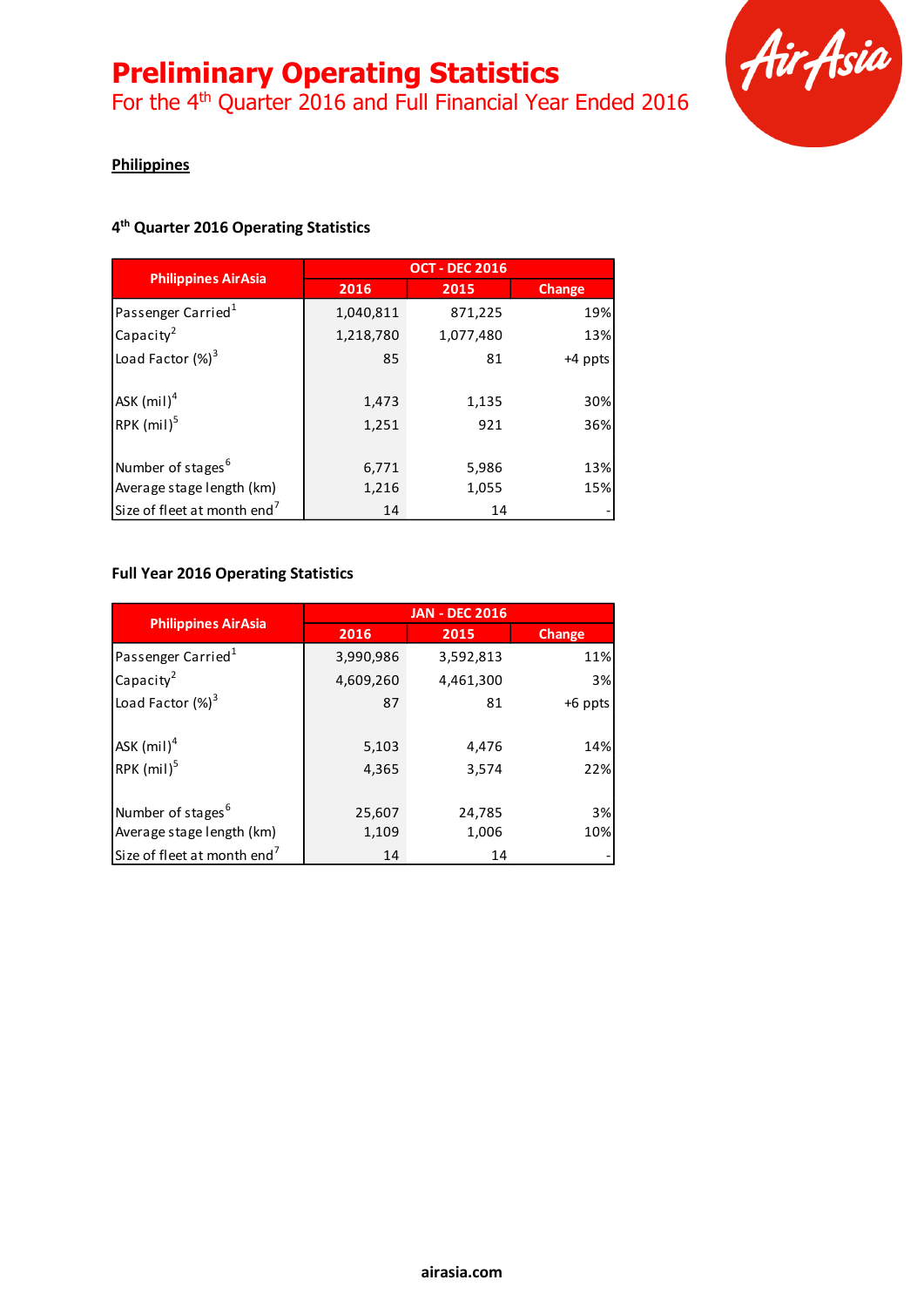# Preliminary Operating Statistics

For the 4th Quarter 2016 and Full Financial Year Ended 2016

**Philippines**

### 4th Quarter 2016 Operating Statistics

| Philippines AirAsia | OCT - DEC 2016 | | |
|---|---|---|---|
| | 2016 | 2015 | Change |
| Passenger Carried[1] | 1,040,811 | 871,225 | 19% |
| Capacity[2] | 1,218,780 | 1,077,480 | 13% |
| Load Factor (%)[3] | 85 | 81 | +4 ppts |
| ASK (mil)[4] | 1,473 | 1,135 | 30% |
| RPK (mil)[5] | 1,251 | 921 | 36% |
| Number of stages[6] | 6,771 | 5,986 | 13% |
| Average stage length (km) | 1,216 | 1,055 | 15% |
| Size of fleet at month end[7] | 14 | 14 | - |

### Full Year 2016 Operating Statistics

| Philippines AirAsia | JAN - DEC 2016 | | |
|---|---|---|---|
| | 2016 | 2015 | Change |
| Passenger Carried[1] | 3,990,986 | 3,592,813 | 11% |
| Capacity[2] | 4,609,260 | 4,461,300 | 3% |
| Load Factor (%)[3] | 87 | 81 | +6 ppts |
| ASK (mil)[4] | 5,103 | 4,476 | 14% |
| RPK (mil)[5] | 4,365 | 3,574 | 22% |
| Number of stages[6] | 25,607 | 24,785 | 3% |
| Average stage length (km) | 1,109 | 1,006 | 10% |
| Size of fleet at month end[7] | 14 | 14 | - |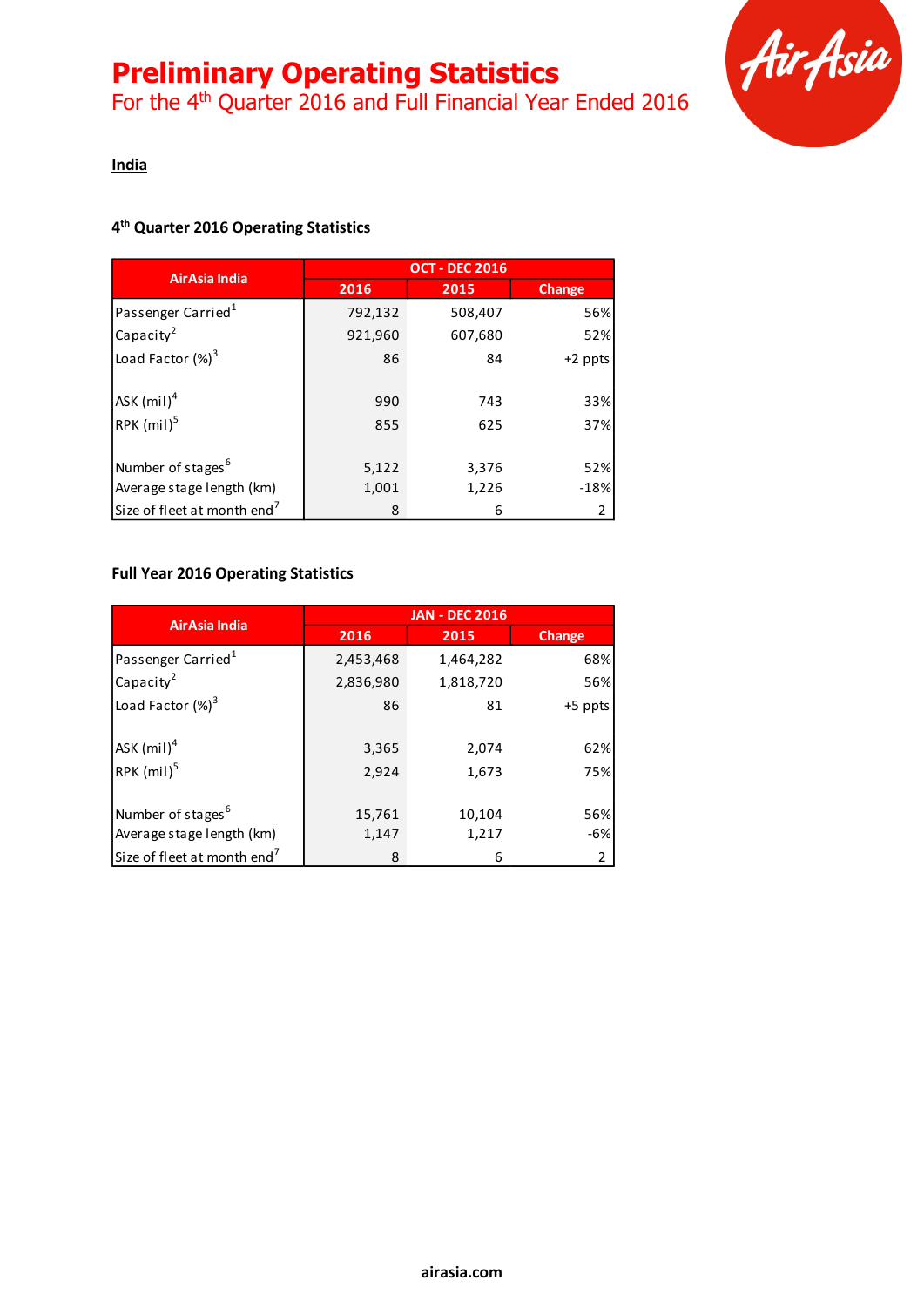# Preliminary Operating Statistics

## For the 4th Quarter 2016 and Full Financial Year Ended 2016

**India**

### 4th Quarter 2016 Operating Statistics

| AirAsia India | OCT - DEC 2016 | | |
|---|---|---|---|
| | 2016 | 2015 | Change |
| Passenger Carried[1] | 792,132 | 508,407 | 56% |
| Capacity[2] | 921,960 | 607,680 | 52% |
| Load Factor (%)[3] | 86 | 84 | +2 ppts |
| ASK (mil)[4] | 990 | 743 | 33% |
| RPK (mil)[5] | 855 | 625 | 37% |
| Number of stages[6] | 5,122 | 3,376 | 52% |
| Average stage length (km) | 1,001 | 1,226 | -18% |
| Size of fleet at month end[7] | 8 | 6 | 2 |

### Full Year 2016 Operating Statistics

| AirAsia India | JAN - DEC 2016 | | |
|---|---|---|---|
| | 2016 | 2015 | Change |
| Passenger Carried[1] | 2,453,468 | 1,464,282 | 68% |
| Capacity[2] | 2,836,980 | 1,818,720 | 56% |
| Load Factor (%)[3] | 86 | 81 | +5 ppts |
| ASK (mil)[4] | 3,365 | 2,074 | 62% |
| RPK (mil)[5] | 2,924 | 1,673 | 75% |
| Number of stages[6] | 15,761 | 10,104 | 56% |
| Average stage length (km) | 1,147 | 1,217 | -6% |
| Size of fleet at month end[7] | 8 | 6 | 2 |

airasia.com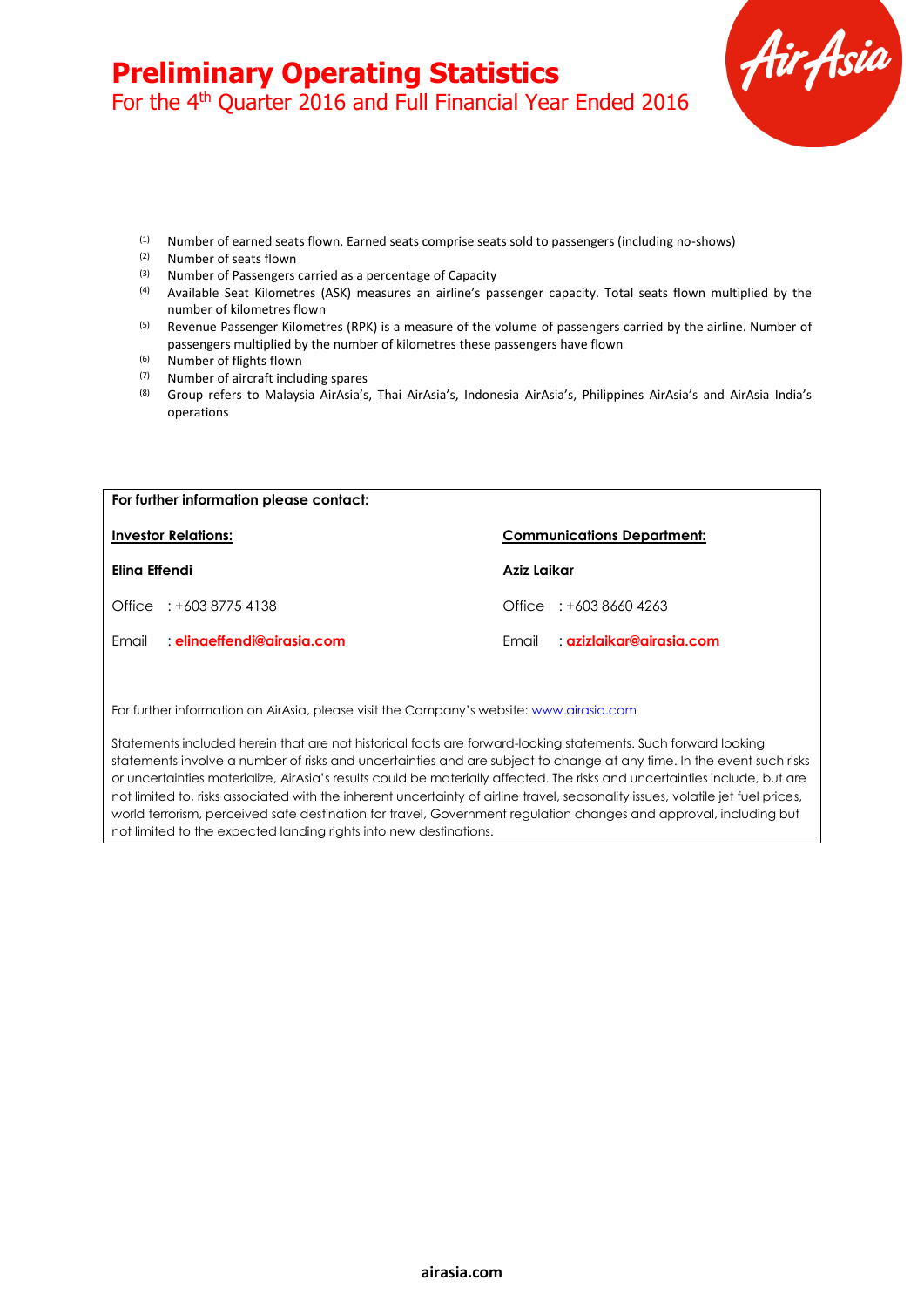# Preliminary Operating Statistics

For the 4th Quarter 2016 and Full Financial Year Ended 2016

[1] Number of earned seats flown. Earned seats comprise seats sold to passengers (including no-shows)
[2] Number of seats flown
[3] Number of Passengers carried as a percentage of Capacity
[4] Available Seat Kilometres (ASK) measures an airline's passenger capacity. Total seats flown multiplied by the number of kilometres flown
[5] Revenue Passenger Kilometres (RPK) is a measure of the volume of passengers carried by the airline. Number of passengers multiplied by the number of kilometres these passengers have flown
[6] Number of flights flown
[7] Number of aircraft including spares
[8] Group refers to Malaysia AirAsia's, Thai AirAsia's, Indonesia AirAsia's, Philippines AirAsia's and AirAsia India's operations

**For further information please contact:**

**Investor Relations:**

**Elina Effendi**

Office : +603 8775 4138

Email : **elinaeffendi@airasia.com**

**Communications Department:**

**Aziz Laikar**

Office : +603 8660 4263

Email : **azizlaikar@airasia.com**

For further information on AirAsia, please visit the Company's website: www.airasia.com

Statements included herein that are not historical facts are forward-looking statements. Such forward looking statements involve a number of risks and uncertainties and are subject to change at any time. In the event such risks or uncertainties materialize, AirAsia's results could be materially affected. The risks and uncertainties include, but are not limited to, risks associated with the inherent uncertainty of airline travel, seasonality issues, volatile jet fuel prices, world terrorism, perceived safe destination for travel, Government regulation changes and approval, including but not limited to the expected landing rights into new destinations.

**airasia.com**